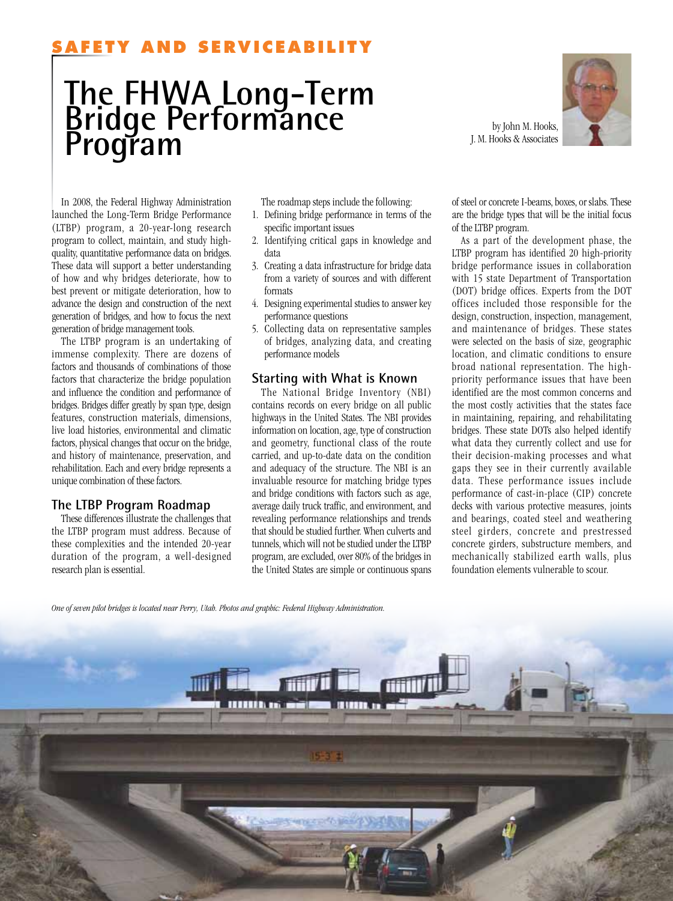SAFETY AND SERVICEABILITY

# The FHWA Long-Term Bridge Performance Program

by John M. Hooks, J. M. Hooks & Associates

In 2008, the Federal Highway Administration launched the Long-Term Bridge Performance (LTBP) program, a 20-year-long research program to collect, maintain, and study high-quality, quantitative performance data on bridges. These data will support a better understanding of how and why bridges deteriorate, how to best prevent or mitigate deterioration, how to advance the design and construction of the next generation of bridges, and how to focus the next generation of bridge management tools.

The LTBP program is an undertaking of immense complexity. There are dozens of factors and thousands of combinations of those factors that characterize the bridge population and influence the condition and performance of bridges. Bridges differ greatly by span type, design features, construction materials, dimensions, live load histories, environmental and climatic factors, physical changes that occur on the bridge, and history of maintenance, preservation, and rehabilitation. Each and every bridge represents a unique combination of these factors.

## The LTBP Program Roadmap

These differences illustrate the challenges that the LTBP program must address. Because of these complexities and the intended 20-year duration of the program, a well-designed research plan is essential.

The roadmap steps include the following:

1. Defining bridge performance in terms of the specific important issues
2. Identifying critical gaps in knowledge and data
3. Creating a data infrastructure for bridge data from a variety of sources and with different formats
4. Designing experimental studies to answer key performance questions
5. Collecting data on representative samples of bridges, analyzing data, and creating performance models

## Starting with What is Known

The National Bridge Inventory (NBI) contains records on every bridge on all public highways in the United States. The NBI provides information on location, age, type of construction and geometry, functional class of the route carried, and up-to-date data on the condition and adequacy of the structure. The NBI is an invaluable resource for matching bridge types and bridge conditions with factors such as age, average daily truck traffic, and environment, and revealing performance relationships and trends that should be studied further. When culverts and tunnels, which will not be studied under the LTBP program, are excluded, over 80% of the bridges in the United States are simple or continuous spans of steel or concrete I-beams, boxes, or slabs. These are the bridge types that will be the initial focus of the LTBP program.

As a part of the development phase, the LTBP program has identified 20 high-priority bridge performance issues in collaboration with 15 state Department of Transportation (DOT) bridge offices. Experts from the DOT offices included those responsible for the design, construction, inspection, management, and maintenance of bridges. These states were selected on the basis of size, geographic location, and climatic conditions to ensure broad national representation. The high-priority performance issues that have been identified are the most common concerns and the most costly activities that the states face in maintaining, repairing, and rehabilitating bridges. These state DOTs also helped identify what data they currently collect and use for their decision-making processes and what gaps they see in their currently available data. These performance issues include performance of cast-in-place (CIP) concrete decks with various protective measures, joints and bearings, coated steel and weathering steel girders, concrete and prestressed concrete girders, substructure members, and mechanically stabilized earth walls, plus foundation elements vulnerable to scour.

*One of seven pilot bridges is located near Perry, Utah. Photos and graphic: Federal Highway Administration.*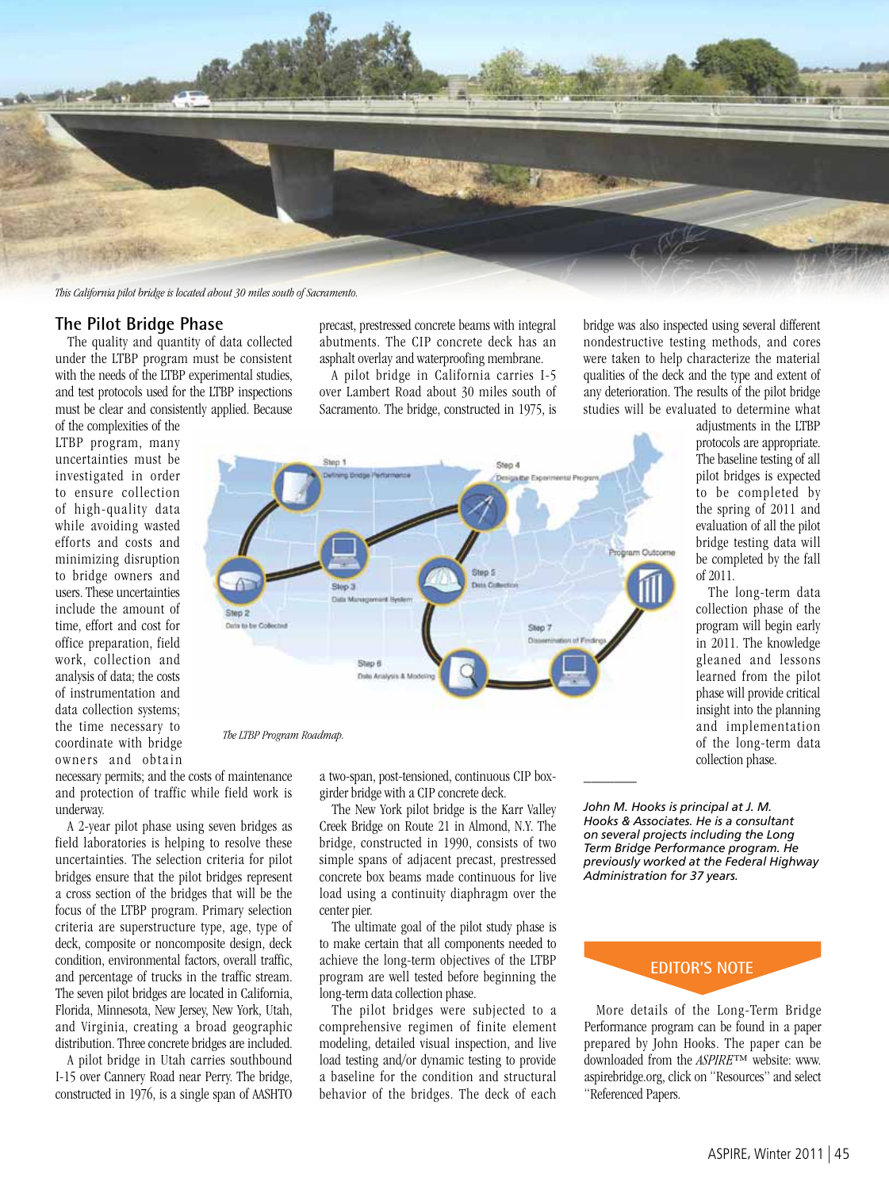*This California pilot bridge is located about 30 miles south of Sacramento.*

## The Pilot Bridge Phase

The quality and quantity of data collected under the LTBP program must be consistent with the needs of the LTBP experimental studies, and test protocols used for the LTBP inspections must be clear and consistently applied. Because of the complexities of the LTBP program, many uncertainties must be investigated in order to ensure collection of high-quality data while avoiding wasted efforts and costs and minimizing disruption to bridge owners and users. These uncertainties include the amount of time, effort and cost for office preparation, field work, collection and analysis of data; the costs of instrumentation and data collection systems; the time necessary to coordinate with bridge owners and obtain necessary permits; and the costs of maintenance and protection of traffic while field work is underway.

A 2-year pilot phase using seven bridges as field laboratories is helping to resolve these uncertainties. The selection criteria for pilot bridges ensure that the pilot bridges represent a cross section of the bridges that will be the focus of the LTBP program. Primary selection criteria are superstructure type, age, type of deck, composite or noncomposite design, deck condition, environmental factors, overall traffic, and percentage of trucks in the traffic stream. The seven pilot bridges are located in California, Florida, Minnesota, New Jersey, New York, Utah, and Virginia, creating a broad geographic distribution. Three concrete bridges are included.

A pilot bridge in Utah carries southbound I-15 over Cannery Road near Perry. The bridge, constructed in 1976, is a single span of AASHTO precast, prestressed concrete beams with integral abutments. The CIP concrete deck has an asphalt overlay and waterproofing membrane.

A pilot bridge in California carries I-5 over Lambert Road about 30 miles south of Sacramento. The bridge, constructed in 1975, is a two-span, post-tensioned, continuous CIP box-girder bridge with a CIP concrete deck.

The New York pilot bridge is the Karr Valley Creek Bridge on Route 21 in Almond, N.Y. The bridge, constructed in 1990, consists of two simple spans of adjacent precast, prestressed concrete box beams made continuous for live load using a continuity diaphragm over the center pier.

The ultimate goal of the pilot study phase is to make certain that all components needed to achieve the long-term objectives of the LTBP program are well tested before beginning the long-term data collection phase.

The pilot bridges were subjected to a comprehensive regimen of finite element modeling, detailed visual inspection, and live load testing and/or dynamic testing to provide a baseline for the condition and structural behavior of the bridges. The deck of each bridge was also inspected using several different nondestructive testing methods, and cores were taken to help characterize the material qualities of the deck and the type and extent of any deterioration. The results of the pilot bridge studies will be evaluated to determine what adjustments in the LTBP protocols are appropriate. The baseline testing of all pilot bridges is expected to be completed by the spring of 2011 and evaluation of all the pilot bridge testing data will be completed by the fall of 2011.

The long-term data collection phase of the program will begin early in 2011. The knowledge gleaned and lessons learned from the pilot phase will provide critical insight into the planning and implementation of the long-term data collection phase.

Step 1
Defining Bridge Performance
Step 2
Data to be Collected
Step 3
Data Management System
Step 4
Design the Experimental Program
Step 5
Data Collection
Step 6
Data Analysis & Modeling
Step 7
Dissemination of Findings
Program Outcome

*The LTBP Program Roadmap.*

---

*John M. Hooks is principal at J. M. Hooks & Associates. He is a consultant on several projects including the Long Term Bridge Performance program. He previously worked at the Federal Highway Administration for 37 years.*

## EDITOR'S NOTE

More details of the Long-Term Bridge Performance program can be found in a paper prepared by John Hooks. The paper can be downloaded from the *ASPIRE*™ website: www.aspirebridge.org, click on "Resources" and select "Referenced Papers.